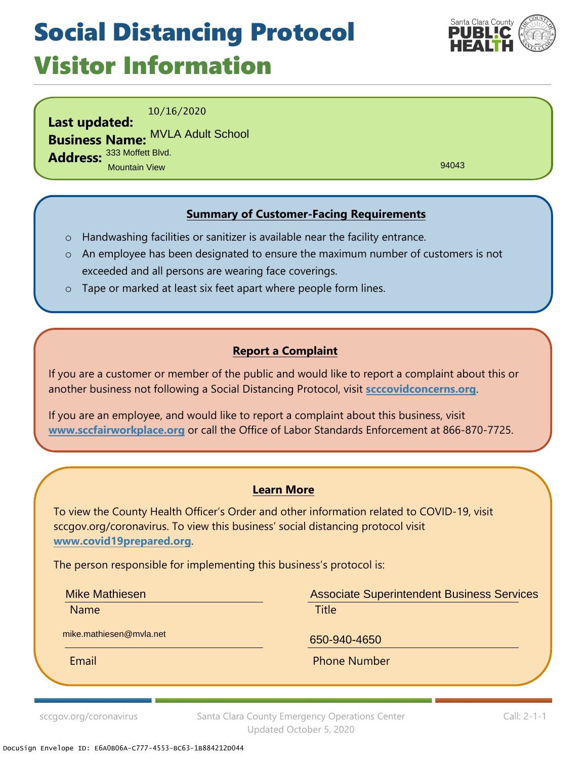# Social Distancing Protocol
# Visitor Information

**Last updated:** 10/16/2020
**Business Name:** MVLA Adult School
**Address:** 333 Moffett Blvd.
Mountain View 94043

## Summary of Customer-Facing Requirements

- Handwashing facilities or sanitizer is available near the facility entrance.
- An employee has been designated to ensure the maximum number of customers is not exceeded and all persons are wearing face coverings.
- Tape or marked at least six feet apart where people form lines.

## Report a Complaint

If you are a customer or member of the public and would like to report a complaint about this or another business not following a Social Distancing Protocol, visit **scccovidconcerns.org**.

If you are an employee, and would like to report a complaint about this business, visit **www.sccfairworkplace.org** or call the Office of Labor Standards Enforcement at 866-870-7725.

## Learn More

To view the County Health Officer's Order and other information related to COVID-19, visit sccgov.org/coronavirus. To view this business' social distancing protocol visit **www.covid19prepared.org**.

The person responsible for implementing this business's protocol is:

Name: Mike Mathiesen
Title: Associate Superintendent Business Services
Email: mike.mathiesen@mvla.net
Phone Number: 650-940-4650

sccgov.org/coronavirus — Santa Clara County Emergency Operations Center — Call: 2-1-1
Updated October 5, 2020

DocuSign Envelope ID: E6A0B06A-C777-4553-BC63-1B884212D044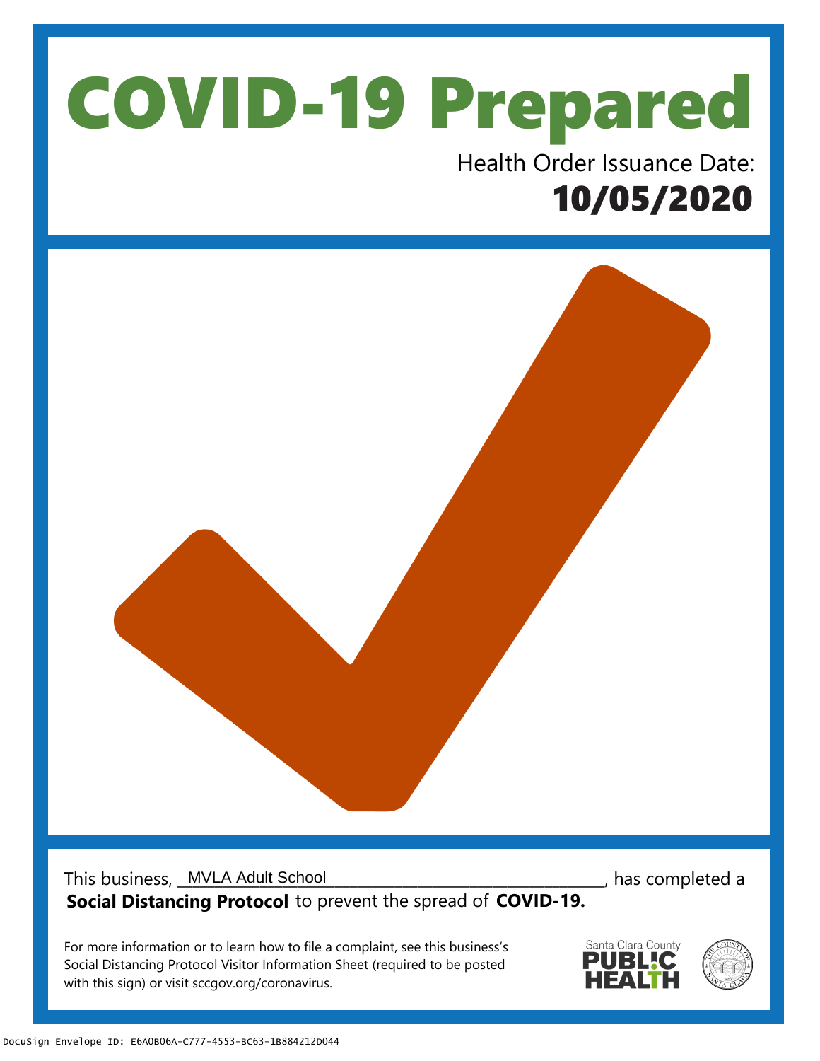# COVID-19 Prepared

Health Order Issuance Date:

**10/05/2020**

This business, MVLA Adult School, has completed a **Social Distancing Protocol** to prevent the spread of **COVID-19.**

For more information or to learn how to file a complaint, see this business's Social Distancing Protocol Visitor Information Sheet (required to be posted with this sign) or visit sccgov.org/coronavirus.

Santa Clara County PUBLIC HEALTH

DocuSign Envelope ID: E6A0B06A-C777-4553-BC63-1B884212D044